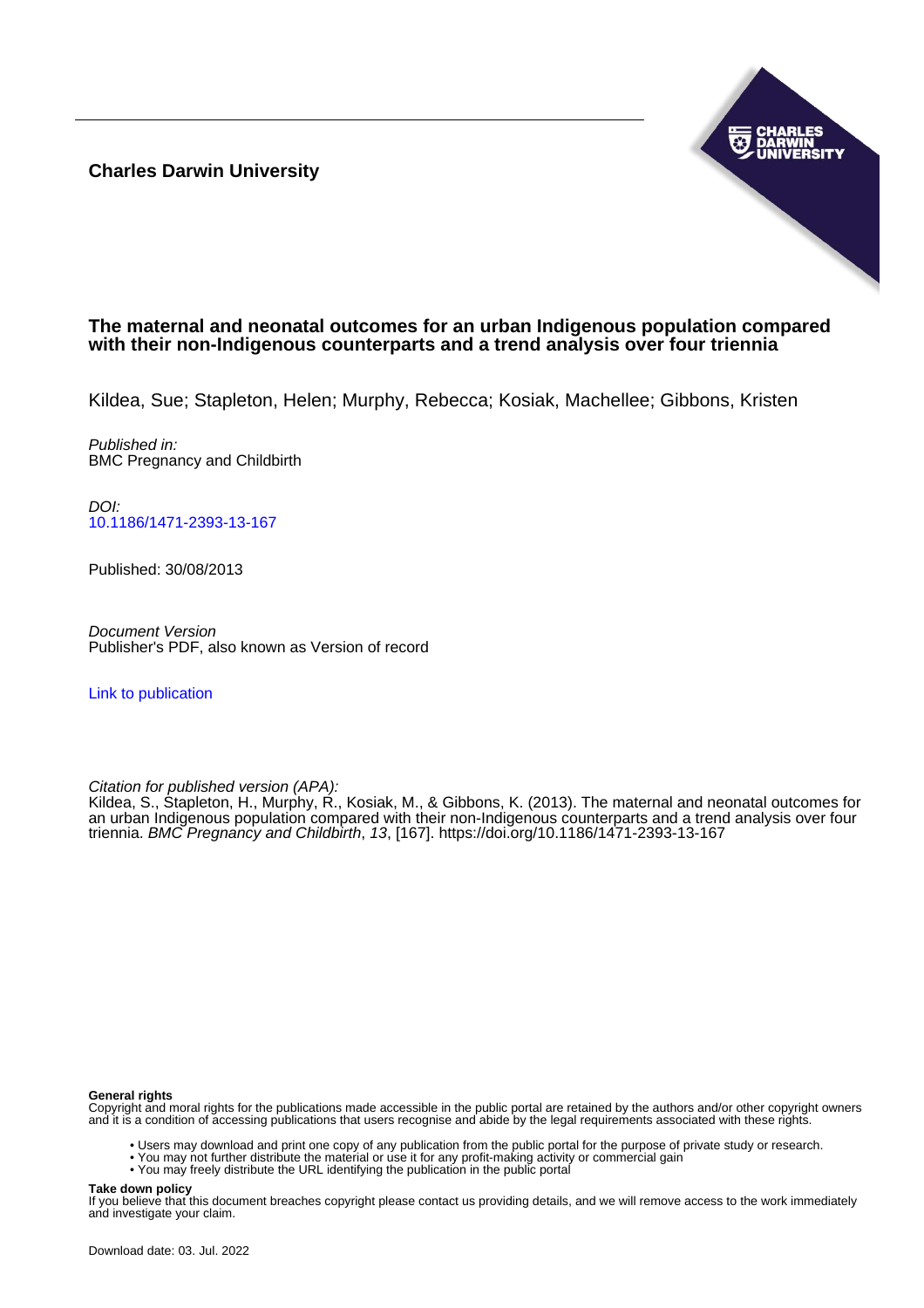**Charles Darwin University**

# The maternal and neonatal outcomes for an urban Indigenous population compared with their non-Indigenous counterparts and a trend analysis over four triennia

Kildea, Sue; Stapleton, Helen; Murphy, Rebecca; Kosiak, Machellee; Gibbons, Kristen

*Published in:*
BMC Pregnancy and Childbirth

*DOI:*
10.1186/1471-2393-13-167

Published: 30/08/2013

*Document Version*
Publisher's PDF, also known as Version of record

Link to publication

*Citation for published version (APA):*
Kildea, S., Stapleton, H., Murphy, R., Kosiak, M., & Gibbons, K. (2013). The maternal and neonatal outcomes for an urban Indigenous population compared with their non-Indigenous counterparts and a trend analysis over four triennia. *BMC Pregnancy and Childbirth*, *13*, [167]. https://doi.org/10.1186/1471-2393-13-167

**General rights**
Copyright and moral rights for the publications made accessible in the public portal are retained by the authors and/or other copyright owners and it is a condition of accessing publications that users recognise and abide by the legal requirements associated with these rights.

- Users may download and print one copy of any publication from the public portal for the purpose of private study or research.
- You may not further distribute the material or use it for any profit-making activity or commercial gain
- You may freely distribute the URL identifying the publication in the public portal

**Take down policy**
If you believe that this document breaches copyright please contact us providing details, and we will remove access to the work immediately and investigate your claim.

Download date: 03. Jul. 2022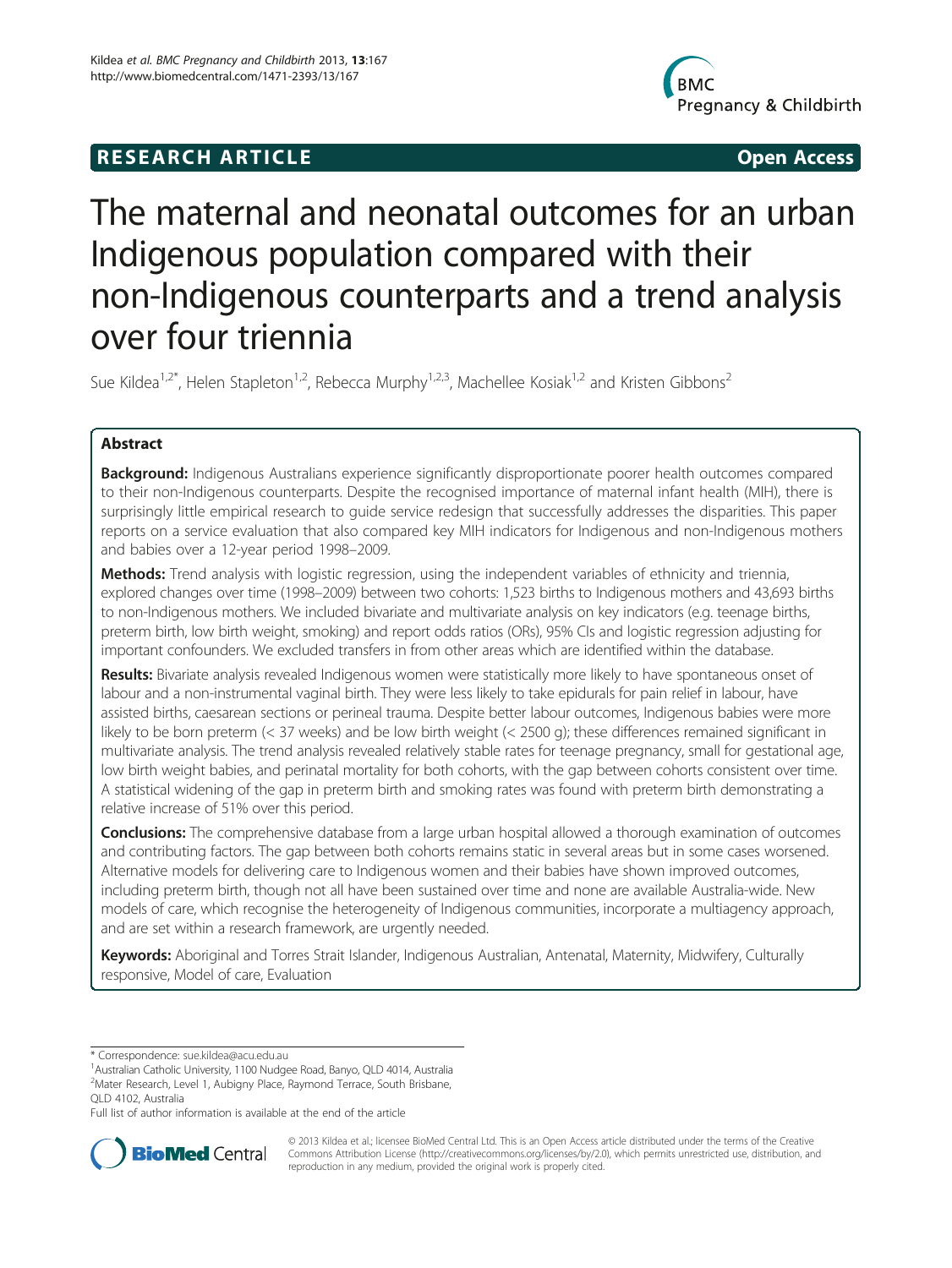# The maternal and neonatal outcomes for an urban Indigenous population compared with their non-Indigenous counterparts and a trend analysis over four triennia

Sue Kildea[1,2*], Helen Stapleton[1,2], Rebecca Murphy[1,2,3], Machellee Kosiak[1,2] and Kristen Gibbons[2]

## Abstract

**Background:** Indigenous Australians experience significantly disproportionate poorer health outcomes compared to their non-Indigenous counterparts. Despite the recognised importance of maternal infant health (MIH), there is surprisingly little empirical research to guide service redesign that successfully addresses the disparities. This paper reports on a service evaluation that also compared key MIH indicators for Indigenous and non-Indigenous mothers and babies over a 12-year period 1998–2009.

**Methods:** Trend analysis with logistic regression, using the independent variables of ethnicity and triennia, explored changes over time (1998–2009) between two cohorts: 1,523 births to Indigenous mothers and 43,693 births to non-Indigenous mothers. We included bivariate and multivariate analysis on key indicators (e.g. teenage births, preterm birth, low birth weight, smoking) and report odds ratios (ORs), 95% CIs and logistic regression adjusting for important confounders. We excluded transfers in from other areas which are identified within the database.

**Results:** Bivariate analysis revealed Indigenous women were statistically more likely to have spontaneous onset of labour and a non-instrumental vaginal birth. They were less likely to take epidurals for pain relief in labour, have assisted births, caesarean sections or perineal trauma. Despite better labour outcomes, Indigenous babies were more likely to be born preterm (< 37 weeks) and be low birth weight (< 2500 g); these differences remained significant in multivariate analysis. The trend analysis revealed relatively stable rates for teenage pregnancy, small for gestational age, low birth weight babies, and perinatal mortality for both cohorts, with the gap between cohorts consistent over time. A statistical widening of the gap in preterm birth and smoking rates was found with preterm birth demonstrating a relative increase of 51% over this period.

**Conclusions:** The comprehensive database from a large urban hospital allowed a thorough examination of outcomes and contributing factors. The gap between both cohorts remains static in several areas but in some cases worsened. Alternative models for delivering care to Indigenous women and their babies have shown improved outcomes, including preterm birth, though not all have been sustained over time and none are available Australia-wide. New models of care, which recognise the heterogeneity of Indigenous communities, incorporate a multiagency approach, and are set within a research framework, are urgently needed.

**Keywords:** Aboriginal and Torres Strait Islander, Indigenous Australian, Antenatal, Maternity, Midwifery, Culturally responsive, Model of care, Evaluation

---

\* Correspondence: sue.kildea@acu.edu.au
[1]Australian Catholic University, 1100 Nudgee Road, Banyo, QLD 4014, Australia
[2]Mater Research, Level 1, Aubigny Place, Raymond Terrace, South Brisbane, QLD 4102, Australia
Full list of author information is available at the end of the article

© 2013 Kildea et al.; licensee BioMed Central Ltd. This is an Open Access article distributed under the terms of the Creative Commons Attribution License (http://creativecommons.org/licenses/by/2.0), which permits unrestricted use, distribution, and reproduction in any medium, provided the original work is properly cited.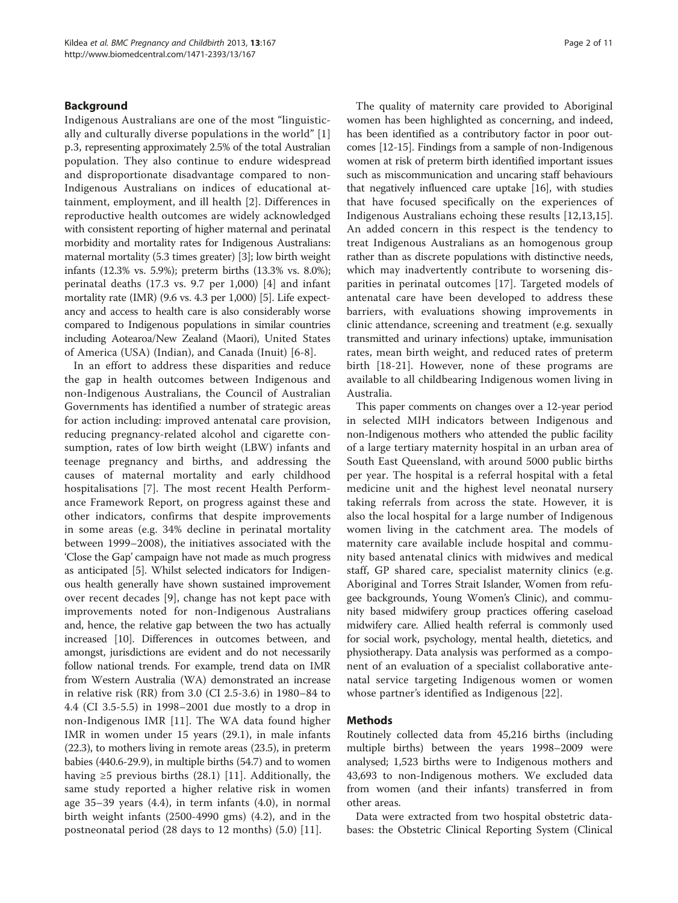## Background

Indigenous Australians are one of the most "linguistically and culturally diverse populations in the world" [1] p.3, representing approximately 2.5% of the total Australian population. They also continue to endure widespread and disproportionate disadvantage compared to non-Indigenous Australians on indices of educational attainment, employment, and ill health [2]. Differences in reproductive health outcomes are widely acknowledged with consistent reporting of higher maternal and perinatal morbidity and mortality rates for Indigenous Australians: maternal mortality (5.3 times greater) [3]; low birth weight infants (12.3% vs. 5.9%); preterm births (13.3% vs. 8.0%); perinatal deaths (17.3 vs. 9.7 per 1,000) [4] and infant mortality rate (IMR) (9.6 vs. 4.3 per 1,000) [5]. Life expectancy and access to health care is also considerably worse compared to Indigenous populations in similar countries including Aotearoa/New Zealand (Maori), United States of America (USA) (Indian), and Canada (Inuit) [6-8].

In an effort to address these disparities and reduce the gap in health outcomes between Indigenous and non-Indigenous Australians, the Council of Australian Governments has identified a number of strategic areas for action including: improved antenatal care provision, reducing pregnancy-related alcohol and cigarette consumption, rates of low birth weight (LBW) infants and teenage pregnancy and births, and addressing the causes of maternal mortality and early childhood hospitalisations [7]. The most recent Health Performance Framework Report, on progress against these and other indicators, confirms that despite improvements in some areas (e.g. 34% decline in perinatal mortality between 1999–2008), the initiatives associated with the 'Close the Gap' campaign have not made as much progress as anticipated [5]. Whilst selected indicators for Indigenous health generally have shown sustained improvement over recent decades [9], change has not kept pace with improvements noted for non-Indigenous Australians and, hence, the relative gap between the two has actually increased [10]. Differences in outcomes between, and amongst, jurisdictions are evident and do not necessarily follow national trends. For example, trend data on IMR from Western Australia (WA) demonstrated an increase in relative risk (RR) from 3.0 (CI 2.5-3.6) in 1980–84 to 4.4 (CI 3.5-5.5) in 1998–2001 due mostly to a drop in non-Indigenous IMR [11]. The WA data found higher IMR in women under 15 years (29.1), in male infants (22.3), to mothers living in remote areas (23.5), in preterm babies (440.6-29.9), in multiple births (54.7) and to women having ≥5 previous births (28.1) [11]. Additionally, the same study reported a higher relative risk in women age 35–39 years (4.4), in term infants (4.0), in normal birth weight infants (2500-4990 gms) (4.2), and in the postneonatal period (28 days to 12 months) (5.0) [11].

The quality of maternity care provided to Aboriginal women has been highlighted as concerning, and indeed, has been identified as a contributory factor in poor outcomes [12-15]. Findings from a sample of non-Indigenous women at risk of preterm birth identified important issues such as miscommunication and uncaring staff behaviours that negatively influenced care uptake [16], with studies that have focused specifically on the experiences of Indigenous Australians echoing these results [12,13,15]. An added concern in this respect is the tendency to treat Indigenous Australians as an homogenous group rather than as discrete populations with distinctive needs, which may inadvertently contribute to worsening disparities in perinatal outcomes [17]. Targeted models of antenatal care have been developed to address these barriers, with evaluations showing improvements in clinic attendance, screening and treatment (e.g. sexually transmitted and urinary infections) uptake, immunisation rates, mean birth weight, and reduced rates of preterm birth [18-21]. However, none of these programs are available to all childbearing Indigenous women living in Australia.

This paper comments on changes over a 12-year period in selected MIH indicators between Indigenous and non-Indigenous mothers who attended the public facility of a large tertiary maternity hospital in an urban area of South East Queensland, with around 5000 public births per year. The hospital is a referral hospital with a fetal medicine unit and the highest level neonatal nursery taking referrals from across the state. However, it is also the local hospital for a large number of Indigenous women living in the catchment area. The models of maternity care available include hospital and community based antenatal clinics with midwives and medical staff, GP shared care, specialist maternity clinics (e.g. Aboriginal and Torres Strait Islander, Women from refugee backgrounds, Young Women's Clinic), and community based midwifery group practices offering caseload midwifery care. Allied health referral is commonly used for social work, psychology, mental health, dietetics, and physiotherapy. Data analysis was performed as a component of an evaluation of a specialist collaborative antenatal service targeting Indigenous women or women whose partner's identified as Indigenous [22].

## Methods

Routinely collected data from 45,216 births (including multiple births) between the years 1998–2009 were analysed; 1,523 births were to Indigenous mothers and 43,693 to non-Indigenous mothers. We excluded data from women (and their infants) transferred in from other areas.

Data were extracted from two hospital obstetric databases: the Obstetric Clinical Reporting System (Clinical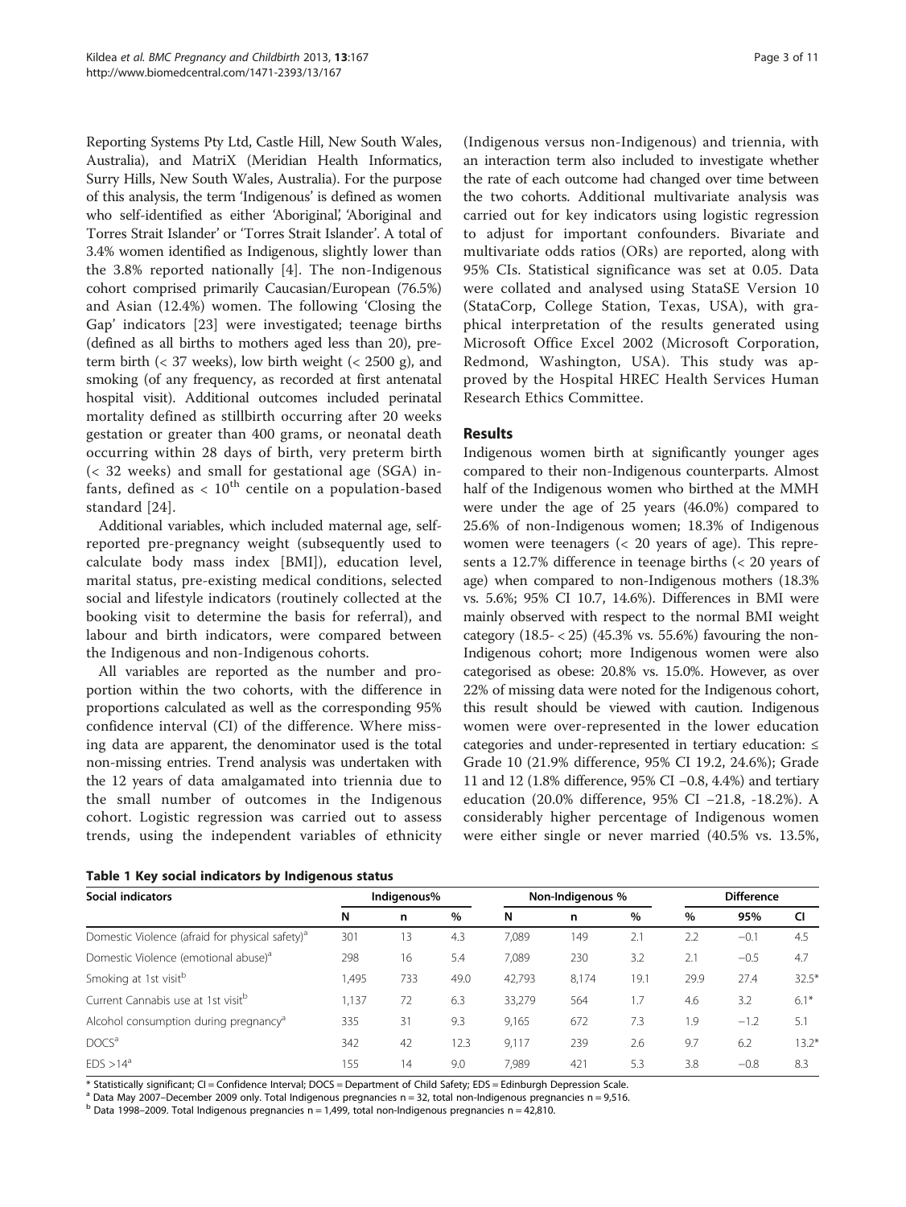Reporting Systems Pty Ltd, Castle Hill, New South Wales, Australia), and MatriX (Meridian Health Informatics, Surry Hills, New South Wales, Australia). For the purpose of this analysis, the term 'Indigenous' is defined as women who self-identified as either 'Aboriginal', 'Aboriginal and Torres Strait Islander' or 'Torres Strait Islander'. A total of 3.4% women identified as Indigenous, slightly lower than the 3.8% reported nationally [4]. The non-Indigenous cohort comprised primarily Caucasian/European (76.5%) and Asian (12.4%) women. The following 'Closing the Gap' indicators [23] were investigated; teenage births (defined as all births to mothers aged less than 20), preterm birth (< 37 weeks), low birth weight (< 2500 g), and smoking (of any frequency, as recorded at first antenatal hospital visit). Additional outcomes included perinatal mortality defined as stillbirth occurring after 20 weeks gestation or greater than 400 grams, or neonatal death occurring within 28 days of birth, very preterm birth (< 32 weeks) and small for gestational age (SGA) infants, defined as < 10[th] centile on a population-based standard [24].

Additional variables, which included maternal age, self-reported pre-pregnancy weight (subsequently used to calculate body mass index [BMI]), education level, marital status, pre-existing medical conditions, selected social and lifestyle indicators (routinely collected at the booking visit to determine the basis for referral), and labour and birth indicators, were compared between the Indigenous and non-Indigenous cohorts.

All variables are reported as the number and proportion within the two cohorts, with the difference in proportions calculated as well as the corresponding 95% confidence interval (CI) of the difference. Where missing data are apparent, the denominator used is the total non-missing entries. Trend analysis was undertaken with the 12 years of data amalgamated into triennia due to the small number of outcomes in the Indigenous cohort. Logistic regression was carried out to assess trends, using the independent variables of ethnicity (Indigenous versus non-Indigenous) and triennia, with an interaction term also included to investigate whether the rate of each outcome had changed over time between the two cohorts. Additional multivariate analysis was carried out for key indicators using logistic regression to adjust for important confounders. Bivariate and multivariate odds ratios (ORs) are reported, along with 95% CIs. Statistical significance was set at 0.05. Data were collated and analysed using StataSE Version 10 (StataCorp, College Station, Texas, USA), with graphical interpretation of the results generated using Microsoft Office Excel 2002 (Microsoft Corporation, Redmond, Washington, USA). This study was approved by the Hospital HREC Health Services Human Research Ethics Committee.

## Results

Indigenous women birth at significantly younger ages compared to their non-Indigenous counterparts. Almost half of the Indigenous women who birthed at the MMH were under the age of 25 years (46.0%) compared to 25.6% of non-Indigenous women; 18.3% of Indigenous women were teenagers (< 20 years of age). This represents a 12.7% difference in teenage births (< 20 years of age) when compared to non-Indigenous mothers (18.3% vs. 5.6%; 95% CI 10.7, 14.6%). Differences in BMI were mainly observed with respect to the normal BMI weight category (18.5- < 25) (45.3% vs. 55.6%) favouring the non-Indigenous cohort; more Indigenous women were also categorised as obese: 20.8% vs. 15.0%. However, as over 22% of missing data were noted for the Indigenous cohort, this result should be viewed with caution. Indigenous women were over-represented in the lower education categories and under-represented in tertiary education: ≤ Grade 10 (21.9% difference, 95% CI 19.2, 24.6%); Grade 11 and 12 (1.8% difference, 95% CI −0.8, 4.4%) and tertiary education (20.0% difference, 95% CI −21.8, -18.2%). A considerably higher percentage of Indigenous women were either single or never married (40.5% vs. 13.5%,

**Table 1 Key social indicators by Indigenous status**

| Social indicators | Indigenous% | | | Non-Indigenous % | | | Difference | | |
|---|---|---|---|---|---|---|---|---|---|
| | N | n | % | N | n | % | % | 95% | CI |
| Domestic Violence (afraid for physical safety)[a] | 301 | 13 | 4.3 | 7,089 | 149 | 2.1 | 2.2 | −0.1 | 4.5 |
| Domestic Violence (emotional abuse)[a] | 298 | 16 | 5.4 | 7,089 | 230 | 3.2 | 2.1 | −0.5 | 4.7 |
| Smoking at 1st visit[b] | 1,495 | 733 | 49.0 | 42,793 | 8,174 | 19.1 | 29.9 | 27.4 | 32.5* |
| Current Cannabis use at 1st visit[b] | 1,137 | 72 | 6.3 | 33,279 | 564 | 1.7 | 4.6 | 3.2 | 6.1* |
| Alcohol consumption during pregnancy[a] | 335 | 31 | 9.3 | 9,165 | 672 | 7.3 | 1.9 | −1.2 | 5.1 |
| DOCS[a] | 342 | 42 | 12.3 | 9,117 | 239 | 2.6 | 9.7 | 6.2 | 13.2* |
| EDS >14[a] | 155 | 14 | 9.0 | 7,989 | 421 | 5.3 | 3.8 | −0.8 | 8.3 |

* Statistically significant; CI = Confidence Interval; DOCS = Department of Child Safety; EDS = Edinburgh Depression Scale.
[a] Data May 2007–December 2009 only. Total Indigenous pregnancies n = 32, total non-Indigenous pregnancies n = 9,516.
[b] Data 1998–2009. Total Indigenous pregnancies n = 1,499, total non-Indigenous pregnancies n = 42,810.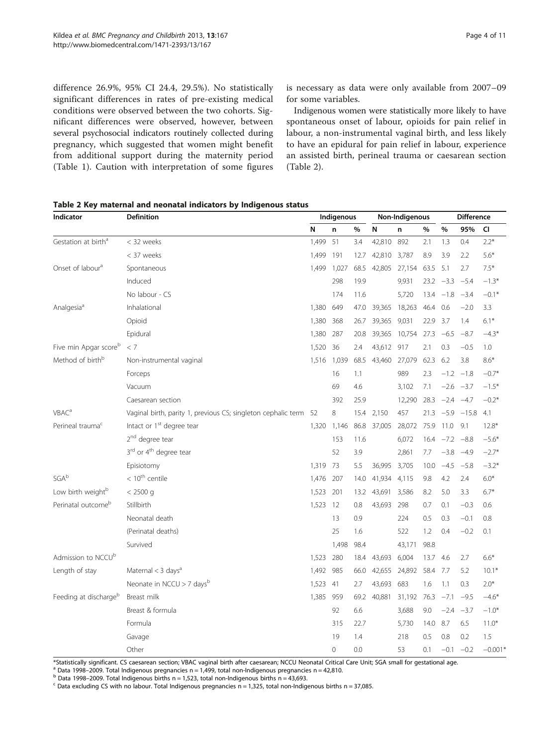difference 26.9%, 95% CI 24.4, 29.5%). No statistically significant differences in rates of pre-existing medical conditions were observed between the two cohorts. Significant differences were observed, however, between several psychosocial indicators routinely collected during pregnancy, which suggested that women might benefit from additional support during the maternity period (Table 1). Caution with interpretation of some figures is necessary as data were only available from 2007–09 for some variables.

Indigenous women were statistically more likely to have spontaneous onset of labour, opioids for pain relief in labour, a non-instrumental vaginal birth, and less likely to have an epidural for pain relief in labour, experience an assisted birth, perineal trauma or caesarean section (Table 2).

**Table 2 Key maternal and neonatal indicators by Indigenous status**

| Indicator | Definition | Indigenous | | | Non-Indigenous | | | Difference | | |
|---|---|---|---|---|---|---|---|---|---|---|
| | | N | n | % | N | n | % | % | 95% | CI |
| Gestation at birth[a] | < 32 weeks | 1,499 | 51 | 3.4 | 42,810 | 892 | 2.1 | 1.3 | 0.4 | 2.2* |
| | < 37 weeks | 1,499 | 191 | 12.7 | 42,810 | 3,787 | 8.9 | 3.9 | 2.2 | 5.6* |
| Onset of labour[a] | Spontaneous | 1,499 | 1,027 | 68.5 | 42,805 | 27,154 | 63.5 | 5.1 | 2.7 | 7.5* |
| | Induced | | 298 | 19.9 | | 9,931 | 23.2 | −3.3 | −5.4 | −1.3* |
| | No labour - CS | | 174 | 11.6 | | 5,720 | 13.4 | −1.8 | −3.4 | −0.1* |
| Analgesia[a] | Inhalational | 1,380 | 649 | 47.0 | 39,365 | 18,263 | 46.4 | 0.6 | −2.0 | 3.3 |
| | Opioid | 1,380 | 368 | 26.7 | 39,365 | 9,031 | 22.9 | 3.7 | 1.4 | 6.1* |
| | Epidural | 1,380 | 287 | 20.8 | 39,365 | 10,754 | 27.3 | −6.5 | −8.7 | −4.3* |
| Five min Apgar score[b] | < 7 | 1,520 | 36 | 2.4 | 43,612 | 917 | 2.1 | 0.3 | −0.5 | 1.0 |
| Method of birth[b] | Non-instrumental vaginal | 1,516 | 1,039 | 68.5 | 43,460 | 27,079 | 62.3 | 6.2 | 3.8 | 8.6* |
| | Forceps | | 16 | 1.1 | | 989 | 2.3 | −1.2 | −1.8 | −0.7* |
| | Vacuum | | 69 | 4.6 | | 3,102 | 7.1 | −2.6 | −3.7 | −1.5* |
| | Caesarean section | | 392 | 25.9 | | 12,290 | 28.3 | −2.4 | −4.7 | −0.2* |
| VBAC[a] | Vaginal birth, parity 1, previous CS; singleton cephalic term | 52 | 8 | 15.4 | 2,150 | 457 | 21.3 | −5.9 | −15.8 | 4.1 |
| Perineal trauma[c] | Intact or 1[st] degree tear | 1,320 | 1,146 | 86.8 | 37,005 | 28,072 | 75.9 | 11.0 | 9.1 | 12.8* |
| | 2[nd] degree tear | | 153 | 11.6 | | 6,072 | 16.4 | −7.2 | −8.8 | −5.6* |
| | 3[rd] or 4[th] degree tear | | 52 | 3.9 | | 2,861 | 7.7 | −3.8 | −4.9 | −2.7* |
| | Episiotomy | 1,319 | 73 | 5.5 | 36,995 | 3,705 | 10.0 | −4.5 | −5.8 | −3.2* |
| SGA[b] | < 10[th] centile | 1,476 | 207 | 14.0 | 41,934 | 4,115 | 9.8 | 4.2 | 2.4 | 6.0* |
| Low birth weight[b] | < 2500 g | 1,523 | 201 | 13.2 | 43,691 | 3,586 | 8.2 | 5.0 | 3.3 | 6.7* |
| Perinatal outcome[b] | Stillbirth | 1,523 | 12 | 0.8 | 43,693 | 298 | 0.7 | 0.1 | −0.3 | 0.6 |
| | Neonatal death | | 13 | 0.9 | | 224 | 0.5 | 0.3 | −0.1 | 0.8 |
| | (Perinatal deaths) | | 25 | 1.6 | | 522 | 1.2 | 0.4 | −0.2 | 0.1 |
| | Survived | | 1,498 | 98.4 | | 43,171 | 98.8 | | | |
| Admission to NCCU[b] | | 1,523 | 280 | 18.4 | 43,693 | 6,004 | 13.7 | 4.6 | 2.7 | 6.6* |
| Length of stay | Maternal < 3 days[a] | 1,492 | 985 | 66.0 | 42,655 | 24,892 | 58.4 | 7.7 | 5.2 | 10.1* |
| | Neonate in NCCU > 7 days[b] | 1,523 | 41 | 2.7 | 43,693 | 683 | 1.6 | 1.1 | 0.3 | 2.0* |
| Feeding at discharge[b] | Breast milk | 1,385 | 959 | 69.2 | 40,881 | 31,192 | 76.3 | −7.1 | −9.5 | −4.6* |
| | Breast & formula | | 92 | 6.6 | | 3,688 | 9.0 | −2.4 | −3.7 | −1.0* |
| | Formula | | 315 | 22.7 | | 5,730 | 14.0 | 8.7 | 6.5 | 11.0* |
| | Gavage | | 19 | 1.4 | | 218 | 0.5 | 0.8 | 0.2 | 1.5 |
| | Other | | 0 | 0.0 | | 53 | 0.1 | −0.1 | −0.2 | −0.001* |

*Statistically significant. CS caesarean section; VBAC vaginal birth after caesarean; NCCU Neonatal Critical Care Unit; SGA small for gestational age.
[a] Data 1998–2009. Total Indigenous pregnancies n = 1,499, total non-Indigenous pregnancies n = 42,810.
[b] Data 1998–2009. Total Indigenous births n = 1,523, total non-Indigenous births n = 43,693.
[c] Data excluding CS with no labour. Total Indigenous pregnancies n = 1,325, total non-Indigenous births n = 37,085.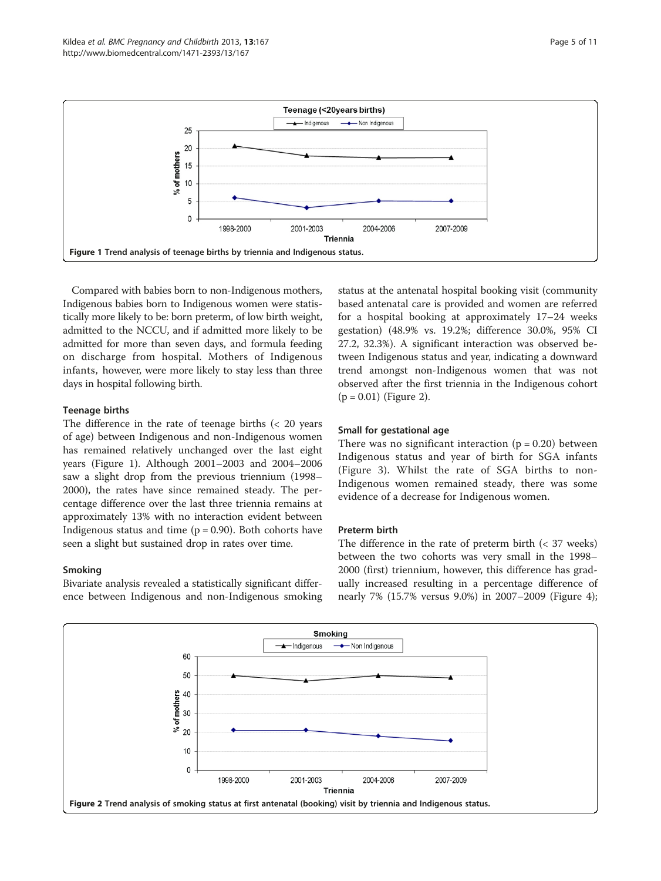Figure 1 Trend analysis of teenage births by triennia and Indigenous status.

Compared with babies born to non-Indigenous mothers, Indigenous babies born to Indigenous women were statistically more likely to be: born preterm, of low birth weight, admitted to the NCCU, and if admitted more likely to be admitted for more than seven days, and formula feeding on discharge from hospital. Mothers of Indigenous infants, however, were more likely to stay less than three days in hospital following birth.

### Teenage births

The difference in the rate of teenage births (< 20 years of age) between Indigenous and non-Indigenous women has remained relatively unchanged over the last eight years (Figure 1). Although 2001–2003 and 2004–2006 saw a slight drop from the previous triennium (1998–2000), the rates have since remained steady. The percentage difference over the last three triennia remains at approximately 13% with no interaction evident between Indigenous status and time ($p = 0.90$). Both cohorts have seen a slight but sustained drop in rates over time.

### Smoking

Bivariate analysis revealed a statistically significant difference between Indigenous and non-Indigenous smoking status at the antenatal hospital booking visit (community based antenatal care is provided and women are referred for a hospital booking at approximately 17–24 weeks gestation) (48.9% vs. 19.2%; difference 30.0%, 95% CI 27.2, 32.3%). A significant interaction was observed between Indigenous status and year, indicating a downward trend amongst non-Indigenous women that was not observed after the first triennia in the Indigenous cohort ($p = 0.01$) (Figure 2).

### Small for gestational age

There was no significant interaction ($p = 0.20$) between Indigenous status and year of birth for SGA infants (Figure 3). Whilst the rate of SGA births to non-Indigenous women remained steady, there was some evidence of a decrease for Indigenous women.

### Preterm birth

The difference in the rate of preterm birth (< 37 weeks) between the two cohorts was very small in the 1998–2000 (first) triennium, however, this difference has gradually increased resulting in a percentage difference of nearly 7% (15.7% versus 9.0%) in 2007–2009 (Figure 4);

Figure 2 Trend analysis of smoking status at first antenatal (booking) visit by triennia and Indigenous status.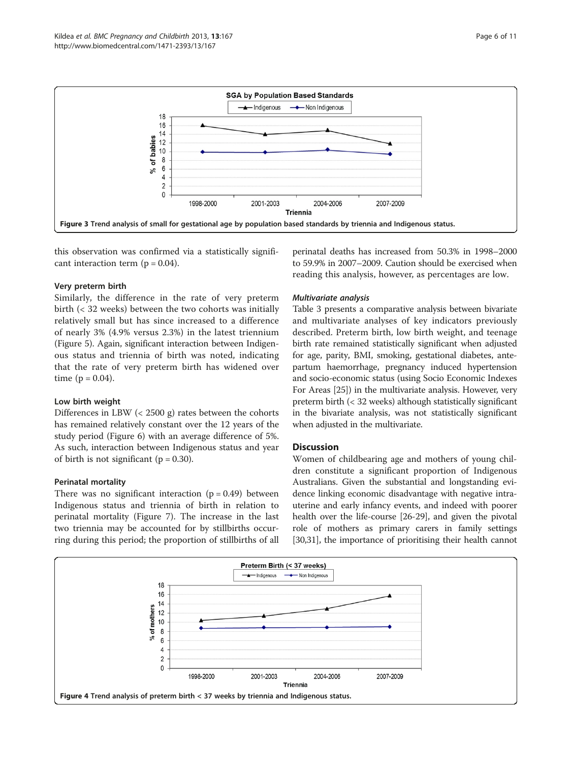Figure 3 Trend analysis of small for gestational age by population based standards by triennia and Indigenous status.

this observation was confirmed via a statistically significant interaction term (p = 0.04).

### Very preterm birth

Similarly, the difference in the rate of very preterm birth (< 32 weeks) between the two cohorts was initially relatively small but has since increased to a difference of nearly 3% (4.9% versus 2.3%) in the latest triennium (Figure 5). Again, significant interaction between Indigenous status and triennia of birth was noted, indicating that the rate of very preterm birth has widened over time (p = 0.04).

### Low birth weight

Differences in LBW (< 2500 g) rates between the cohorts has remained relatively constant over the 12 years of the study period (Figure 6) with an average difference of 5%. As such, interaction between Indigenous status and year of birth is not significant (p = 0.30).

### Perinatal mortality

There was no significant interaction (p = 0.49) between Indigenous status and triennia of birth in relation to perinatal mortality (Figure 7). The increase in the last two triennia may be accounted for by stillbirths occurring during this period; the proportion of stillbirths of all perinatal deaths has increased from 50.3% in 1998–2000 to 59.9% in 2007–2009. Caution should be exercised when reading this analysis, however, as percentages are low.

### *Multivariate analysis*

Table 3 presents a comparative analysis between bivariate and multivariate analyses of key indicators previously described. Preterm birth, low birth weight, and teenage birth rate remained statistically significant when adjusted for age, parity, BMI, smoking, gestational diabetes, antepartum haemorrhage, pregnancy induced hypertension and socio-economic status (using Socio Economic Indexes For Areas [25]) in the multivariate analysis. However, very preterm birth (< 32 weeks) although statistically significant in the bivariate analysis, was not statistically significant when adjusted in the multivariate.

## Discussion

Women of childbearing age and mothers of young children constitute a significant proportion of Indigenous Australians. Given the substantial and longstanding evidence linking economic disadvantage with negative intrauterine and early infancy events, and indeed with poorer health over the life-course [26-29], and given the pivotal role of mothers as primary carers in family settings [30,31], the importance of prioritising their health cannot

Figure 4 Trend analysis of preterm birth < 37 weeks by triennia and Indigenous status.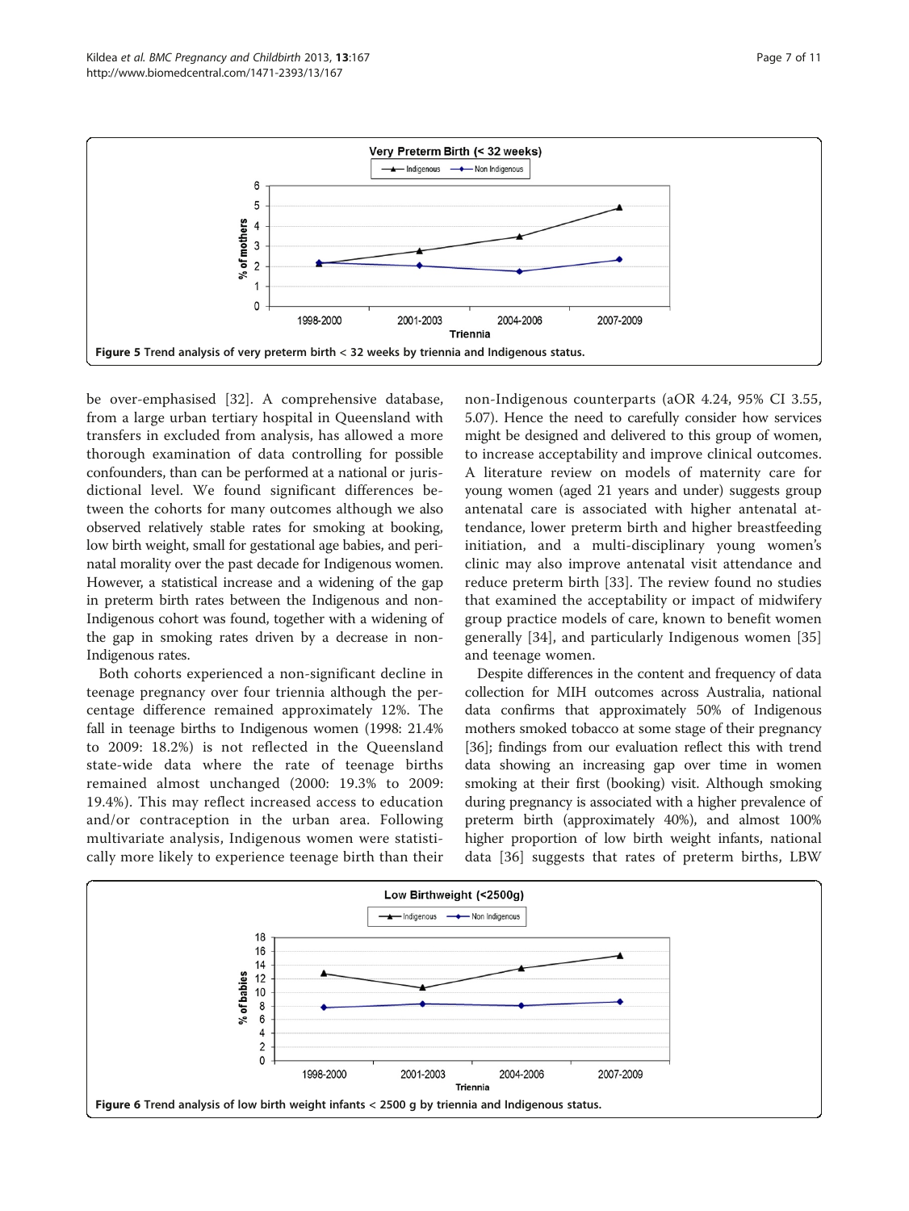Figure 5 Trend analysis of very preterm birth < 32 weeks by triennia and Indigenous status.

be over-emphasised [32]. A comprehensive database, from a large urban tertiary hospital in Queensland with transfers in excluded from analysis, has allowed a more thorough examination of data controlling for possible confounders, than can be performed at a national or jurisdictional level. We found significant differences between the cohorts for many outcomes although we also observed relatively stable rates for smoking at booking, low birth weight, small for gestational age babies, and perinatal morality over the past decade for Indigenous women. However, a statistical increase and a widening of the gap in preterm birth rates between the Indigenous and non-Indigenous cohort was found, together with a widening of the gap in smoking rates driven by a decrease in non-Indigenous rates.

Both cohorts experienced a non-significant decline in teenage pregnancy over four triennia although the percentage difference remained approximately 12%. The fall in teenage births to Indigenous women (1998: 21.4% to 2009: 18.2%) is not reflected in the Queensland state-wide data where the rate of teenage births remained almost unchanged (2000: 19.3% to 2009: 19.4%). This may reflect increased access to education and/or contraception in the urban area. Following multivariate analysis, Indigenous women were statistically more likely to experience teenage birth than their non-Indigenous counterparts (aOR 4.24, 95% CI 3.55, 5.07). Hence the need to carefully consider how services might be designed and delivered to this group of women, to increase acceptability and improve clinical outcomes. A literature review on models of maternity care for young women (aged 21 years and under) suggests group antenatal care is associated with higher antenatal attendance, lower preterm birth and higher breastfeeding initiation, and a multi-disciplinary young women's clinic may also improve antenatal visit attendance and reduce preterm birth [33]. The review found no studies that examined the acceptability or impact of midwifery group practice models of care, known to benefit women generally [34], and particularly Indigenous women [35] and teenage women.

Despite differences in the content and frequency of data collection for MIH outcomes across Australia, national data confirms that approximately 50% of Indigenous mothers smoked tobacco at some stage of their pregnancy [36]; findings from our evaluation reflect this with trend data showing an increasing gap over time in women smoking at their first (booking) visit. Although smoking during pregnancy is associated with a higher prevalence of preterm birth (approximately 40%), and almost 100% higher proportion of low birth weight infants, national data [36] suggests that rates of preterm births, LBW

Figure 6 Trend analysis of low birth weight infants < 2500 g by triennia and Indigenous status.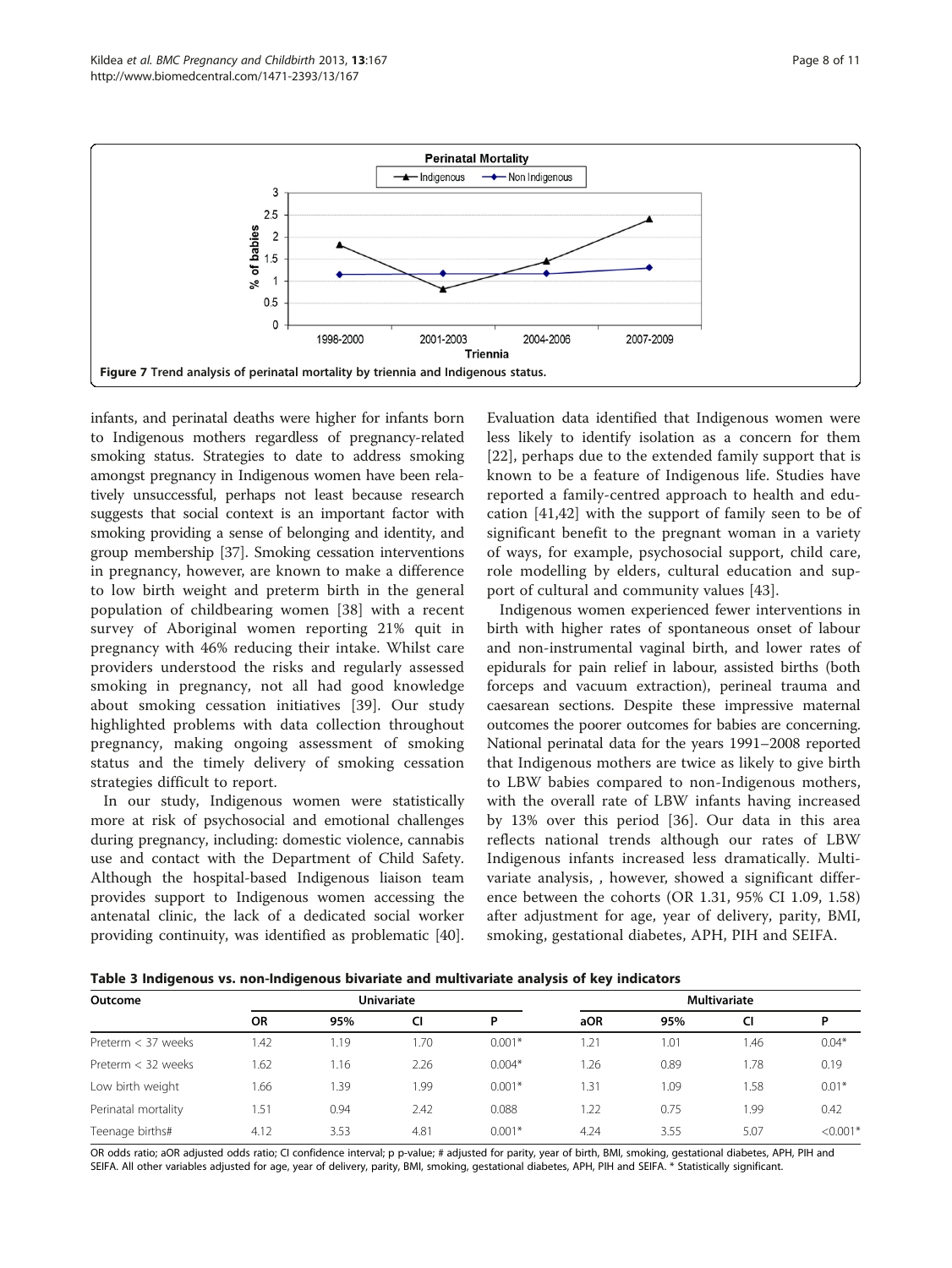Figure 7 Trend analysis of perinatal mortality by triennia and Indigenous status.

infants, and perinatal deaths were higher for infants born to Indigenous mothers regardless of pregnancy-related smoking status. Strategies to date to address smoking amongst pregnancy in Indigenous women have been relatively unsuccessful, perhaps not least because research suggests that social context is an important factor with smoking providing a sense of belonging and identity, and group membership [37]. Smoking cessation interventions in pregnancy, however, are known to make a difference to low birth weight and preterm birth in the general population of childbearing women [38] with a recent survey of Aboriginal women reporting 21% quit in pregnancy with 46% reducing their intake. Whilst care providers understood the risks and regularly assessed smoking in pregnancy, not all had good knowledge about smoking cessation initiatives [39]. Our study highlighted problems with data collection throughout pregnancy, making ongoing assessment of smoking status and the timely delivery of smoking cessation strategies difficult to report.

In our study, Indigenous women were statistically more at risk of psychosocial and emotional challenges during pregnancy, including: domestic violence, cannabis use and contact with the Department of Child Safety. Although the hospital-based Indigenous liaison team provides support to Indigenous women accessing the antenatal clinic, the lack of a dedicated social worker providing continuity, was identified as problematic [40]. Evaluation data identified that Indigenous women were less likely to identify isolation as a concern for them [22], perhaps due to the extended family support that is known to be a feature of Indigenous life. Studies have reported a family-centred approach to health and education [41,42] with the support of family seen to be of significant benefit to the pregnant woman in a variety of ways, for example, psychosocial support, child care, role modelling by elders, cultural education and support of cultural and community values [43].

Indigenous women experienced fewer interventions in birth with higher rates of spontaneous onset of labour and non-instrumental vaginal birth, and lower rates of epidurals for pain relief in labour, assisted births (both forceps and vacuum extraction), perineal trauma and caesarean sections. Despite these impressive maternal outcomes the poorer outcomes for babies are concerning. National perinatal data for the years 1991–2008 reported that Indigenous mothers are twice as likely to give birth to LBW babies compared to non-Indigenous mothers, with the overall rate of LBW infants having increased by 13% over this period [36]. Our data in this area reflects national trends although our rates of LBW Indigenous infants increased less dramatically. Multivariate analysis, , however, showed a significant difference between the cohorts (OR 1.31, 95% CI 1.09, 1.58) after adjustment for age, year of delivery, parity, BMI, smoking, gestational diabetes, APH, PIH and SEIFA.

**Table 3 Indigenous vs. non-Indigenous bivariate and multivariate analysis of key indicators**

| Outcome | Univariate | | | | Multivariate | | | |
|---|---|---|---|---|---|---|---|---|
| | OR | 95% | CI | P | aOR | 95% | CI | P |
| Preterm < 37 weeks | 1.42 | 1.19 | 1.70 | 0.001* | 1.21 | 1.01 | 1.46 | 0.04* |
| Preterm < 32 weeks | 1.62 | 1.16 | 2.26 | 0.004* | 1.26 | 0.89 | 1.78 | 0.19 |
| Low birth weight | 1.66 | 1.39 | 1.99 | 0.001* | 1.31 | 1.09 | 1.58 | 0.01* |
| Perinatal mortality | 1.51 | 0.94 | 2.42 | 0.088 | 1.22 | 0.75 | 1.99 | 0.42 |
| Teenage births# | 4.12 | 3.53 | 4.81 | 0.001* | 4.24 | 3.55 | 5.07 | <0.001* |

OR odds ratio; aOR adjusted odds ratio; CI confidence interval; p p-value; # adjusted for parity, year of birth, BMI, smoking, gestational diabetes, APH, PIH and SEIFA. All other variables adjusted for age, year of delivery, parity, BMI, smoking, gestational diabetes, APH, PIH and SEIFA. * Statistically significant.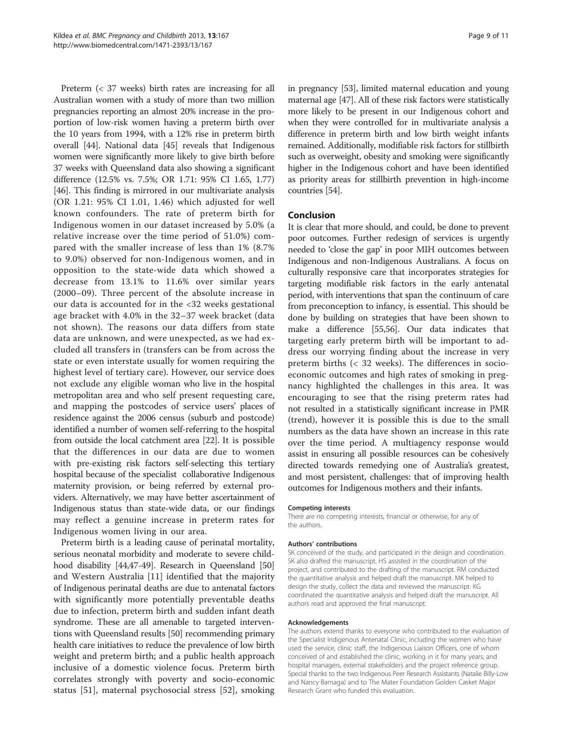Preterm (< 37 weeks) birth rates are increasing for all Australian women with a study of more than two million pregnancies reporting an almost 20% increase in the proportion of low-risk women having a preterm birth over the 10 years from 1994, with a 12% rise in preterm birth overall [44]. National data [45] reveals that Indigenous women were significantly more likely to give birth before 37 weeks with Queensland data also showing a significant difference (12.5% vs. 7.5%; OR 1.71: 95% CI 1.65, 1.77) [46]. This finding is mirrored in our multivariate analysis (OR 1.21: 95% CI 1.01, 1.46) which adjusted for well known confounders. The rate of preterm birth for Indigenous women in our dataset increased by 5.0% (a relative increase over the time period of 51.0%) compared with the smaller increase of less than 1% (8.7% to 9.0%) observed for non-Indigenous women, and in opposition to the state-wide data which showed a decrease from 13.1% to 11.6% over similar years (2000–09). Three percent of the absolute increase in our data is accounted for in the <32 weeks gestational age bracket with 4.0% in the 32–37 week bracket (data not shown). The reasons our data differs from state data are unknown, and were unexpected, as we had excluded all transfers in (transfers can be from across the state or even interstate usually for women requiring the highest level of tertiary care). However, our service does not exclude any eligible woman who live in the hospital metropolitan area and who self present requesting care, and mapping the postcodes of service users' places of residence against the 2006 census (suburb and postcode) identified a number of women self-referring to the hospital from outside the local catchment area [22]. It is possible that the differences in our data are due to women with pre-existing risk factors self-selecting this tertiary hospital because of the specialist collaborative Indigenous maternity provision, or being referred by external providers. Alternatively, we may have better ascertainment of Indigenous status than state-wide data, or our findings may reflect a genuine increase in preterm rates for Indigenous women living in our area.

Preterm birth is a leading cause of perinatal mortality, serious neonatal morbidity and moderate to severe childhood disability [44,47-49]. Research in Queensland [50] and Western Australia [11] identified that the majority of Indigenous perinatal deaths are due to antenatal factors with significantly more potentially preventable deaths due to infection, preterm birth and sudden infant death syndrome. These are all amenable to targeted interventions with Queensland results [50] recommending primary health care initiatives to reduce the prevalence of low birth weight and preterm birth; and a public health approach inclusive of a domestic violence focus. Preterm birth correlates strongly with poverty and socio-economic status [51], maternal psychosocial stress [52], smoking in pregnancy [53], limited maternal education and young maternal age [47]. All of these risk factors were statistically more likely to be present in our Indigenous cohort and when they were controlled for in multivariate analysis a difference in preterm birth and low birth weight infants remained. Additionally, modifiable risk factors for stillbirth such as overweight, obesity and smoking were significantly higher in the Indigenous cohort and have been identified as priority areas for stillbirth prevention in high-income countries [54].

## Conclusion

It is clear that more should, and could, be done to prevent poor outcomes. Further redesign of services is urgently needed to 'close the gap' in poor MIH outcomes between Indigenous and non-Indigenous Australians. A focus on culturally responsive care that incorporates strategies for targeting modifiable risk factors in the early antenatal period, with interventions that span the continuum of care from preconception to infancy, is essential. This should be done by building on strategies that have been shown to make a difference [55,56]. Our data indicates that targeting early preterm birth will be important to address our worrying finding about the increase in very preterm births (< 32 weeks). The differences in socio-economic outcomes and high rates of smoking in pregnancy highlighted the challenges in this area. It was encouraging to see that the rising preterm rates had not resulted in a statistically significant increase in PMR (trend), however it is possible this is due to the small numbers as the data have shown an increase in this rate over the time period. A multiagency response would assist in ensuring all possible resources can be cohesively directed towards remedying one of Australia's greatest, and most persistent, challenges: that of improving health outcomes for Indigenous mothers and their infants.

#### Competing interests

There are no competing interests, financial or otherwise, for any of the authors.

#### Authors' contributions

SK conceived of the study, and participated in the design and coordination. SK also drafted the manuscript. HS assisted in the coordination of the project, and contributed to the drafting of the manuscript. RM conducted the quantitative analysis and helped draft the manuscript. MK helped to design the study, collect the data and reviewed the manuscript. KG coordinated the quantitative analysis and helped draft the manuscript. All authors read and approved the final manuscript.

#### Acknowledgements

The authors extend thanks to everyone who contributed to the evaluation of the Specialist Indigenous Antenatal Clinic, including the women who have used the service, clinic staff, the Indigenous Liaison Officers, one of whom conceived of and established the clinic, working in it for many years, and hospital managers, external stakeholders and the project reference group. Special thanks to the two Indigenous Peer Research Assistants (Natalie Billy-Low and Nancy Bamaga) and to The Mater Foundation Golden Casket Major Research Grant who funded this evaluation.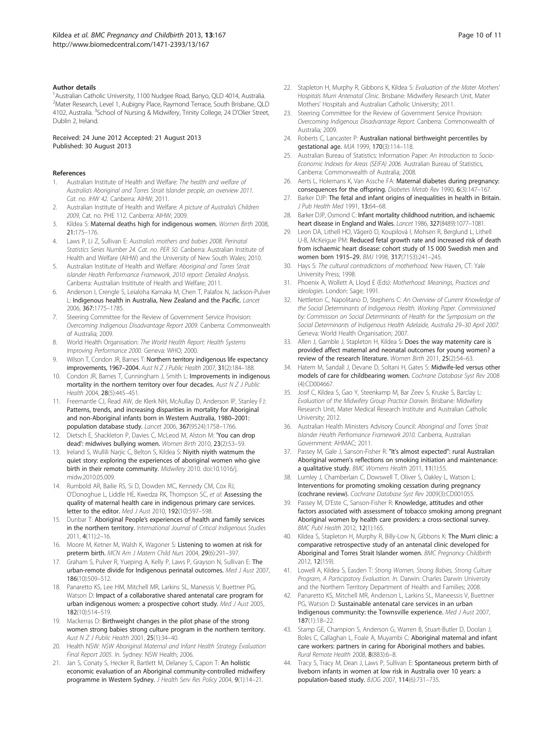#### Author details

[1]Australian Catholic University, 1100 Nudgee Road, Banyo, QLD 4014, Australia. [2]Mater Research, Level 1, Aubigny Place, Raymond Terrace, South Brisbane, QLD 4102, Australia. [3]School of Nursing & Midwifery, Trinity College, 24 D'Olier Street, Dublin 2, Ireland.

Received: 24 June 2012 Accepted: 21 August 2013
Published: 30 August 2013

#### References

1. Australian Institute of Health and Welfare: *The health and welfare of Australia's Aboriginal and Torres Strait Islander people, an overview 2011. Cat. no. IHW 42*. Canberra: AIHW; 2011.
2. Australian Institute of Health and Welfare: *A picture of Australia's Children 2009*, Cat. no. PHE 112. Canberra: AIHW; 2009.
3. Kildea S: **Maternal deaths high for indigenous women.** *Women Birth* 2008, **21**:175–176.
4. Laws P, Li Z, Sullivan E: *Australia's mothers and babies 2008. Perinatal Statistics Series Number 24. Cat. no. PER 50*. Canberra: Australian Institute of Health and Welfare (AIHW) and the University of New South Wales; 2010.
5. Australian Institute of Health and Welfare: *Aboriginal and Torres Strait islander Health Performance Framework, 2010 report: Detailed Analysis*. Canberra: Australian Insititute of Health and Welfare; 2011.
6. Anderson I, Crengle S, Leialoha Kamaka M, Chen T, Palafox N, Jackson-Pulver L: **Indigenous health in Australia, New Zealand and the Pacific.** *Lancet* 2006, **367**:1775–1785.
7. Steering Committee for the Review of Government Service Provision: *Overcoming Indigenous Disadvantage Report 2009*. Canberra: Commonwealth of Australia; 2009.
8. World Health Organisation: *The World Health Report: Health Systems Improving Performance 2000*. Geneva: WHO; 2000.
9. Wilson T, Condon JR, Barnes T: **Northern territory indigenous life expectancy improvements, 1967–2004.** *Aust N Z J Public Health* 2007, **31**(2):184–188.
10. Condon JR, Barnes T, Cunningham J, Smith L: **Improvements in indigenous mortality in the northern territory over four decades.** *Aust N Z J Public Health* 2004, **28**(5):445–451.
11. Freemantle CJ, Read AW, de Klerk NH, McAullay D, Anderson IP, Stanley FJ: **Patterns, trends, and increasing disparities in mortality for Aboriginal and non-Aboriginal infants born in Western Australia, 1980–2001: population database study.** *Lancet* 2006, **367**(9524):1758–1766.
12. Dietsch E, Shackleton P, Davies C, McLeod M, Alston M: **'You can drop dead': midwives bullying women.** *Women Birth* 2010, **23**(2):53–59.
13. Ireland S, Wullili Narjic C, Belton S, Kildea S: **Niyith niyith watmum the quiet story: exploring the experiences of aboriginal women who give birth in their remote community.** *Midwifery* 2010. doi:10.1016/j.midw.2010.05.009.
14. Rumbold AR, Bailie RS, Si D, Dowden MC, Kennedy CM, Cox RJ, O'Donoghue L, Liddle HE, Kwedza RK, Thompson SC, *et al*: **Assessing the quality of maternal health care in indigenous primary care services. letter to the editor.** *Med J Aust* 2010, **192**(10):597–598.
15. Dunbar T: **Aboriginal People's experiences of health and family services in the northern territory.** *International Journal of Critical Indigenous Studies* 2011, **4**(11):2–16.
16. Moore M, Ketner M, Walsh K, Wagoner S: **Listening to women at risk for preterm birth.** *MCN Am J Matern Child Nurs* 2004, **29**(6):291–397.
17. Graham S, Pulver R, Yueping A, Kelly P, Laws P, Grayson N, Sullivan E: **The urban-remote divide for Indigenous perinatal outcomes.** *Med J Aust* 2007, **186**(10):509–512.
18. Panaretto KS, Lee HM, Mitchell MR, Larkins SL, Manessis V, Buettner PG, Watson D: **Impact of a collaborative shared antenatal care program for urban indigenous women: a prospective cohort study.** *Med J Aust* 2005, **182**(10):514–519.
19. Mackerras D: **Birthweight changes in the pilot phase of the strong women strong babies strong culture program in the northern territory.** *Aust N Z J Public Health* 2001, **25**(1):34–40.
20. Health NSW: *NSW Aboriginal Maternal and Infant Health Strategy Evaluation Final Report 2005. In*. Sydney: NSW Health; 2006.
21. Jan S, Conaty S, Hecker R, Bartlett M, Delaney S, Capon T: **An holistic economic evaluation of an Aboriginal community-controlled midwifery programme in Western Sydney.** *J Health Serv Res Policy* 2004, **9**(1):14–21.
22. Stapleton H, Murphy R, Gibbons K, Kildea S: *Evaluation of the Mater Mothers' Hospitals Murri Antenatal Clinic*. Brisbane: Midwifery Research Unit, Mater Mothers' Hospitals and Australian Catholic University; 2011.
23. Steering Committee for the Review of Government Service Provision: *Overcoming Indigenous Disadvantage Report*. Canberra: Commonwealth of Australia; 2009.
24. Roberts C, Lancaster P: **Australian national birthweight percentiles by gestational age.** *MJA* 1999, **170**(3):114–118.
25. Australian Bureau of Statistics: Information Paper: *An Introduction to Socio-Economic Indexes for Areas (SEIFA) 2006*. Australian Bureau of Statistics, Canberra: Commonwealth of Australia; 2008.
26. Aerts L, Holemans K, Van Assche FA: **Maternal diabetes during pregnancy: consequences for the offspring.** *Diabetes Metab Rev* 1990, **6**(3):147–167.
27. Barker DJP: **The fetal and infant origins of inequalities in health in Britain.** *J Pub Health Med* 1991, **13**:64–68.
28. Barker DJP, Osmond C: **Infant mortality childhood nutrition, and ischaemic heart disease in England and Wales.** *Lancet* 1986, **327**(8489):1077–1081.
29. Leon DA, Lithell HO, Vågerö D, Koupilová I, Mohsen R, Berglund L, Lithell U-B, McKeigue PM: **Reduced fetal growth rate and increased risk of death from ischaemic heart disease: cohort study of 15 000 Swedish men and women born 1915–29.** *BMJ* 1998, **317**(7153):241–245.
30. Hays S: *The cultural contradictions of motherhood*. New Haven, CT: Yale University Press; 1998.
31. Phoenix A, Wollett A, Lloyd E (Eds): *Motherhood: Meanings, Practices and Ideologies*. London: Sage; 1991.
32. Nettleton C, Napolitano D, Stephens C: *An Overview of Current Knowledge of the Social Determinants of Indigenous Health. Working Paper. Commissioned by: Commission on Social Determinants of Health for the Symposium on the Social Determinants of Indigenous Health Adelaide, Australia 29–30 April 2007*. Geneva: World Health Organisation; 2007.
33. Allen J, Gamble J, Stapleton H, Kildea S: **Does the way maternity care is provided affect maternal and neonatal outcomes for young women? a review of the research literature.** *Women Birth* 2011, **25**(2):54–63.
34. Hatem M, Sandall J, Devane D, Soltani H, Gates S: **Midwife-led versus other models of care for childbearing women.** *Cochrane Database Syst Rev* 2008 (4):CD004667.
35. Josif C, Kildea S, Gao Y, Steenkamp M, Bar Zeev S, Kruske S, Barclay L: *Evaluation of the Midwifery Group Practice Darwin*. Brisbane: Midwifery Research Unit, Mater Medical Research Institute and Australian Catholic University; 2012.
36. Australian Health Ministers Advisory Council: *Aboriginal and Torres Strait Islander Health Perfromance Framework 2010*. Canberra, Australian Government: AHMAC; 2011.
37. Passey M, Gale J, Sanson-Fisher R: **"It's almost expected": rural Australian Aboriginal women's reflections on smoking initiation and maintenance: a qualitative study.** *BMC Womens Health* 2011, **11**(1):55.
38. Lumley J, Chamberlain C, Dowswell T, Oliver S, Oakley L, Watson L: **Interventions for promoting smoking cessation during pregnancy (cochrane review).** *Cochrane Database Syst Rev* 2009(3):CD001055.
39. Passey M, D'Este C, Sanson-Fisher R: **Knowledge, attitudes and other factors associated with assessment of tobacco smoking among pregnant Aboriginal women by health care providers: a cross-sectional survey.** *BMC Publ Health* 2012, **12**(1):165.
40. Kildea S, Stapleton H, Murphy R, Billy-Low N, Gibbons K: **The Murri clinic: a comparative retrospective study of an antenatal clinic developed for Aboriginal and Torres Strait Islander women.** *BMC Pregnancy Childbirth* 2012, **12**(159).
41. Lowell A, Kildea S, Easden T: *Strong Women, Strong Babies, Strong Culture Program, A Participatory Evaluation. In*. Darwin: Charles Darwin University and the Northern Territory Department of Health and Families; 2008.
42. Panaretto KS, Mitchell MR, Anderson L, Larkins SL, Maneessis V, Buettner PG, Watson D: **Sustainable antenatal care services in an urban Indigenous community: the Townsville experience.** *Med J Aust* 2007, **187**(1):18–22.
43. Stamp GE, Champion S, Anderson G, Warren B, Stuart-Butler D, Doolan J, Boles C, Callaghan L, Foale A, Muyambi C: **Aboriginal maternal and infant care workers: partners in caring for Aboriginal mothers and babies.** *Rural Remote Health* 2008, **8**(883):6–8.
44. Tracy S, Tracy M, Dean J, Laws P, Sullivan E: **Spontaneous preterm birth of liveborn infants in women at low risk in Australia over 10 years: a population-based study.** *BJOG* 2007, **114**(6):731–735.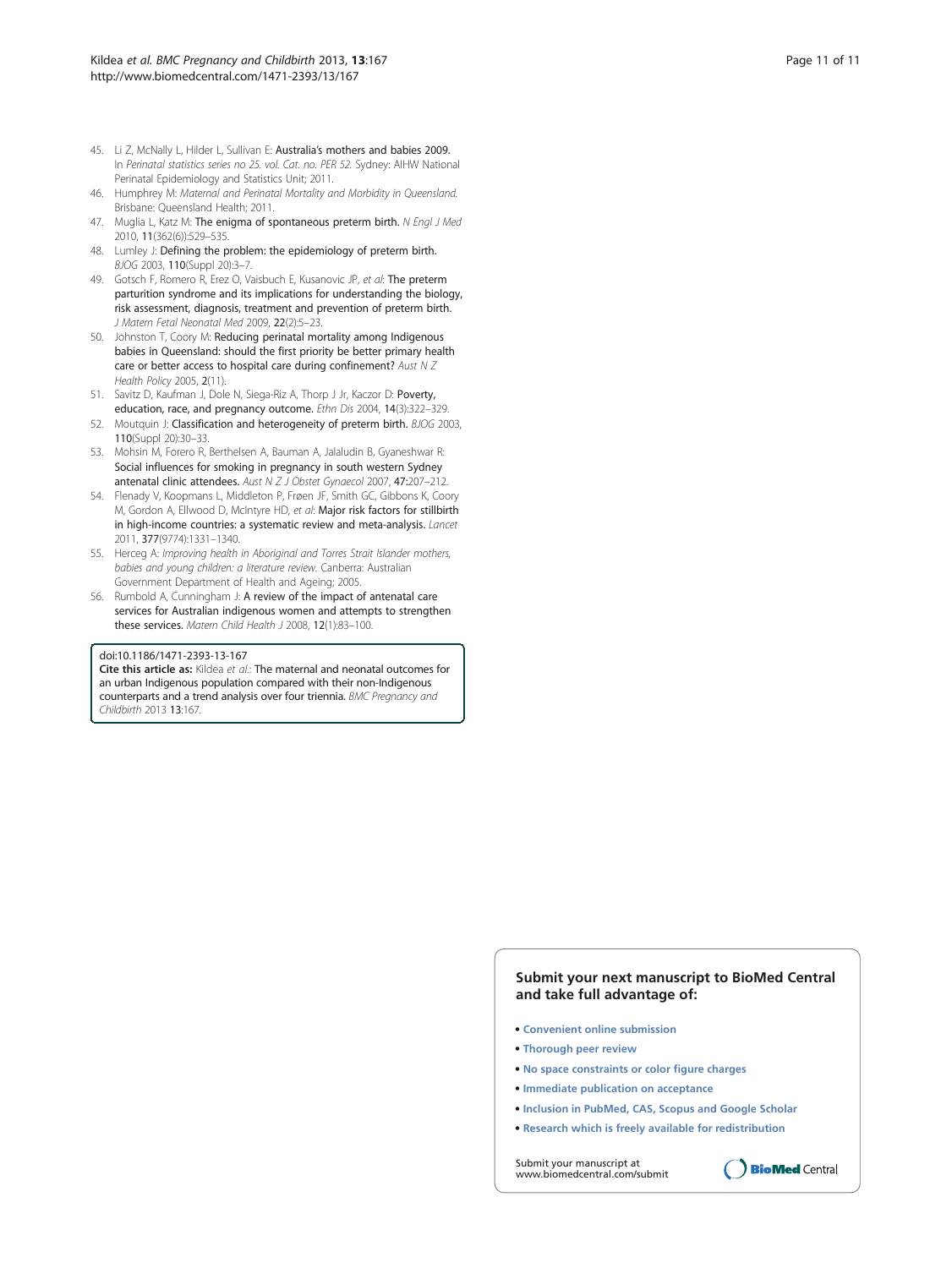45. Li Z, McNally L, Hilder L, Sullivan E: Australia's mothers and babies 2009. In *Perinatal statistics series no 25. vol. Cat. no. PER 52*. Sydney: AIHW National Perinatal Epidemiology and Statistics Unit; 2011.
46. Humphrey M: *Maternal and Perinatal Mortality and Morbidity in Queensland*. Brisbane: Queensland Health; 2011.
47. Muglia L, Katz M: The enigma of spontaneous preterm birth. *N Engl J Med* 2010, **11**(362(6)):529–535.
48. Lumley J: Defining the problem: the epidemiology of preterm birth. *BJOG* 2003, **110**(Suppl 20):3–7.
49. Gotsch F, Romero R, Erez O, Vaisbuch E, Kusanovic JP, *et al*: The preterm parturition syndrome and its implications for understanding the biology, risk assessment, diagnosis, treatment and prevention of preterm birth. *J Matern Fetal Neonatal Med* 2009, **22**(2):5–23.
50. Johnston T, Coory M: Reducing perinatal mortality among Indigenous babies in Queensland: should the first priority be better primary health care or better access to hospital care during confinement? *Aust N Z Health Policy* 2005, **2**(11).
51. Savitz D, Kaufman J, Dole N, Siega-Riz A, Thorp J Jr, Kaczor D: Poverty, education, race, and pregnancy outcome. *Ethn Dis* 2004, **14**(3):322–329.
52. Moutquin J: Classification and heterogeneity of preterm birth. *BJOG* 2003, **110**(Suppl 20):30–33.
53. Mohsin M, Forero R, Berthelsen A, Bauman A, Jalaludin B, Gyaneshwar R: Social influences for smoking in pregnancy in south western Sydney antenatal clinic attendees. *Aust N Z J Obstet Gynaecol* 2007, **47**:207–212.
54. Flenady V, Koopmans L, Middleton P, Frøen JF, Smith GC, Gibbons K, Coory M, Gordon A, Ellwood D, McIntyre HD, *et al*: Major risk factors for stillbirth in high-income countries: a systematic review and meta-analysis. *Lancet* 2011, **377**(9774):1331–1340.
55. Herceg A: *Improving health in Aboriginal and Torres Strait Islander mothers, babies and young children: a literature review*. Canberra: Australian Government Department of Health and Ageing; 2005.
56. Rumbold A, Cunningham J: A review of the impact of antenatal care services for Australian indigenous women and attempts to strengthen these services. *Matern Child Health J* 2008, **12**(1):83–100.

doi:10.1186/1471-2393-13-167

**Cite this article as:** Kildea *et al.*: The maternal and neonatal outcomes for an urban Indigenous population compared with their non-Indigenous counterparts and a trend analysis over four triennia. *BMC Pregnancy and Childbirth* 2013 **13**:167.

**Submit your next manuscript to BioMed Central and take full advantage of:**

- **Convenient online submission**
- **Thorough peer review**
- **No space constraints or color figure charges**
- **Immediate publication on acceptance**
- **Inclusion in PubMed, CAS, Scopus and Google Scholar**
- **Research which is freely available for redistribution**

Submit your manuscript at
www.biomedcentral.com/submit

BioMed Central